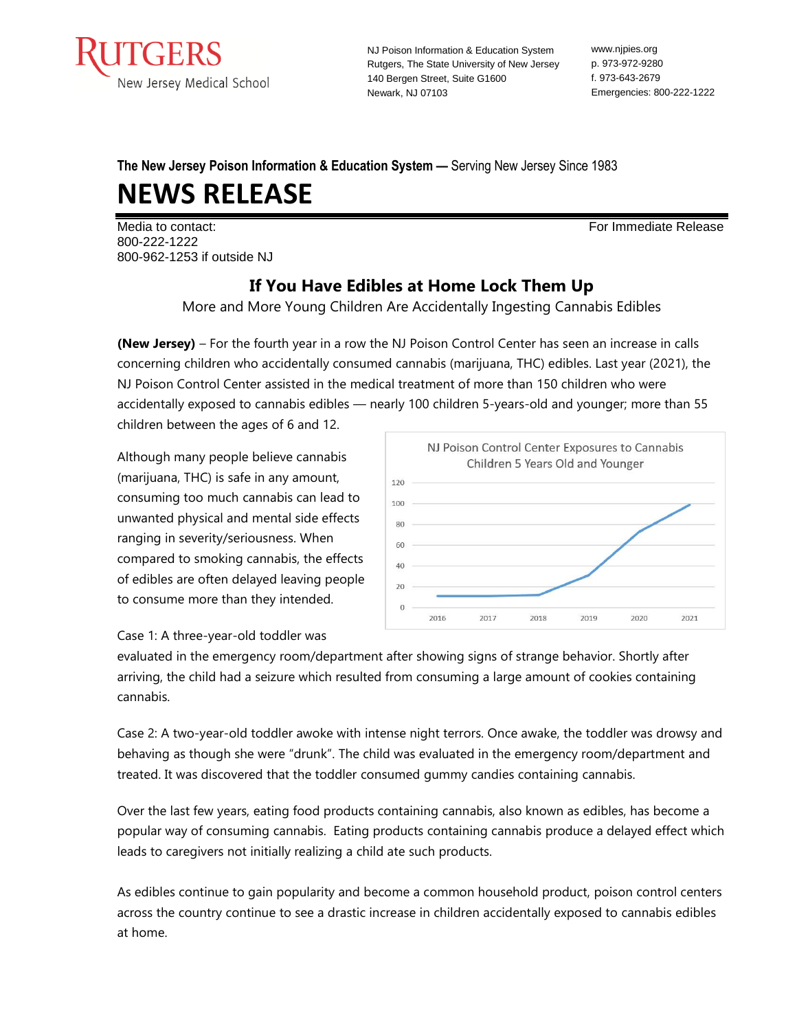RUTGERS
New Jersey Medical School

NJ Poison Information & Education System
Rutgers, The State University of New Jersey
140 Bergen Street, Suite G1600
Newark, NJ 07103

www.njpies.org
p. 973-972-9280
f. 973-643-2679
Emergencies: 800-222-1222

**The New Jersey Poison Information & Education System —** Serving New Jersey Since 1983

# NEWS RELEASE

Media to contact:
800-222-1222
800-962-1253 if outside NJ

For Immediate Release

## If You Have Edibles at Home Lock Them Up

More and More Young Children Are Accidentally Ingesting Cannabis Edibles

**(New Jersey)** – For the fourth year in a row the NJ Poison Control Center has seen an increase in calls concerning children who accidentally consumed cannabis (marijuana, THC) edibles. Last year (2021), the NJ Poison Control Center assisted in the medical treatment of more than 150 children who were accidentally exposed to cannabis edibles — nearly 100 children 5-years-old and younger; more than 55 children between the ages of 6 and 12.

Although many people believe cannabis (marijuana, THC) is safe in any amount, consuming too much cannabis can lead to unwanted physical and mental side effects ranging in severity/seriousness. When compared to smoking cannabis, the effects of edibles are often delayed leaving people to consume more than they intended.

NJ Poison Control Center Exposures to Cannabis
Children 5 Years Old and Younger

| Year | 2016 | 2017 | 2018 | 2019 | 2020 | 2021 |
|---|---|---|---|---|---|---|

Case 1: A three-year-old toddler was evaluated in the emergency room/department after showing signs of strange behavior. Shortly after arriving, the child had a seizure which resulted from consuming a large amount of cookies containing cannabis.

Case 2: A two-year-old toddler awoke with intense night terrors. Once awake, the toddler was drowsy and behaving as though she were "drunk". The child was evaluated in the emergency room/department and treated. It was discovered that the toddler consumed gummy candies containing cannabis.

Over the last few years, eating food products containing cannabis, also known as edibles, has become a popular way of consuming cannabis. Eating products containing cannabis produce a delayed effect which leads to caregivers not initially realizing a child ate such products.

As edibles continue to gain popularity and become a common household product, poison control centers across the country continue to see a drastic increase in children accidentally exposed to cannabis edibles at home.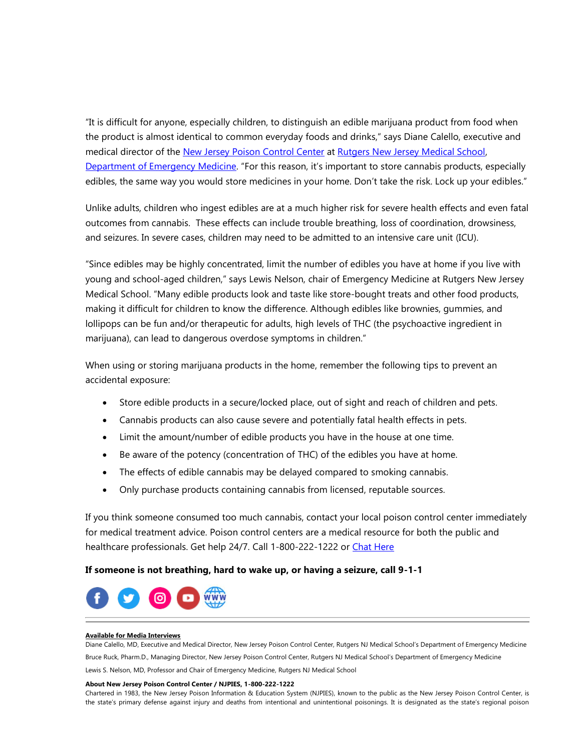"It is difficult for anyone, especially children, to distinguish an edible marijuana product from food when the product is almost identical to common everyday foods and drinks," says Diane Calello, executive and medical director of the New Jersey Poison Control Center at Rutgers New Jersey Medical School, Department of Emergency Medicine. "For this reason, it's important to store cannabis products, especially edibles, the same way you would store medicines in your home. Don't take the risk. Lock up your edibles."

Unlike adults, children who ingest edibles are at a much higher risk for severe health effects and even fatal outcomes from cannabis. These effects can include trouble breathing, loss of coordination, drowsiness, and seizures. In severe cases, children may need to be admitted to an intensive care unit (ICU).

"Since edibles may be highly concentrated, limit the number of edibles you have at home if you live with young and school-aged children," says Lewis Nelson, chair of Emergency Medicine at Rutgers New Jersey Medical School. "Many edible products look and taste like store-bought treats and other food products, making it difficult for children to know the difference. Although edibles like brownies, gummies, and lollipops can be fun and/or therapeutic for adults, high levels of THC (the psychoactive ingredient in marijuana), can lead to dangerous overdose symptoms in children."

When using or storing marijuana products in the home, remember the following tips to prevent an accidental exposure:

- Store edible products in a secure/locked place, out of sight and reach of children and pets.
- Cannabis products can also cause severe and potentially fatal health effects in pets.
- Limit the amount/number of edible products you have in the house at one time.
- Be aware of the potency (concentration of THC) of the edibles you have at home.
- The effects of edible cannabis may be delayed compared to smoking cannabis.
- Only purchase products containing cannabis from licensed, reputable sources.

If you think someone consumed too much cannabis, contact your local poison control center immediately for medical treatment advice. Poison control centers are a medical resource for both the public and healthcare professionals. Get help 24/7. Call 1-800-222-1222 or Chat Here

**If someone is not breathing, hard to wake up, or having a seizure, call 9-1-1**

---

**Available for Media Interviews**

Diane Calello, MD, Executive and Medical Director, New Jersey Poison Control Center, Rutgers NJ Medical School's Department of Emergency Medicine

Bruce Ruck, Pharm.D., Managing Director, New Jersey Poison Control Center, Rutgers NJ Medical School's Department of Emergency Medicine

Lewis S. Nelson, MD, Professor and Chair of Emergency Medicine, Rutgers NJ Medical School

**About New Jersey Poison Control Center / NJPIES, 1-800-222-1222**

Chartered in 1983, the New Jersey Poison Information & Education System (NJPIES), known to the public as the New Jersey Poison Control Center, is the state's primary defense against injury and deaths from intentional and unintentional poisonings. It is designated as the state's regional poison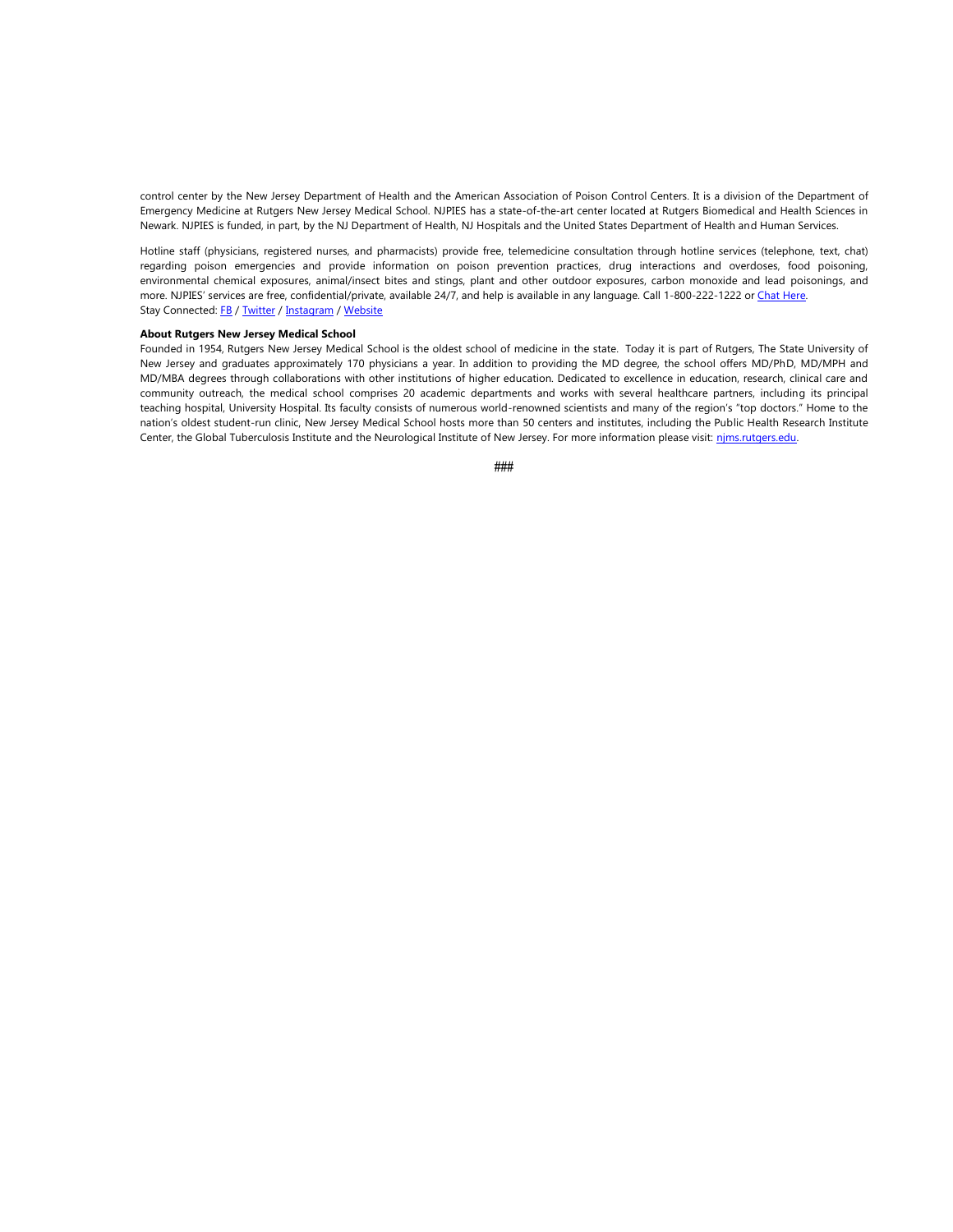control center by the New Jersey Department of Health and the American Association of Poison Control Centers. It is a division of the Department of Emergency Medicine at Rutgers New Jersey Medical School. NJPIES has a state-of-the-art center located at Rutgers Biomedical and Health Sciences in Newark. NJPIES is funded, in part, by the NJ Department of Health, NJ Hospitals and the United States Department of Health and Human Services.

Hotline staff (physicians, registered nurses, and pharmacists) provide free, telemedicine consultation through hotline services (telephone, text, chat) regarding poison emergencies and provide information on poison prevention practices, drug interactions and overdoses, food poisoning, environmental chemical exposures, animal/insect bites and stings, plant and other outdoor exposures, carbon monoxide and lead poisonings, and more. NJPIES' services are free, confidential/private, available 24/7, and help is available in any language. Call 1-800-222-1222 or Chat Here.
Stay Connected: FB / Twitter / Instagram / Website

**About Rutgers New Jersey Medical School**
Founded in 1954, Rutgers New Jersey Medical School is the oldest school of medicine in the state. Today it is part of Rutgers, The State University of New Jersey and graduates approximately 170 physicians a year. In addition to providing the MD degree, the school offers MD/PhD, MD/MPH and MD/MBA degrees through collaborations with other institutions of higher education. Dedicated to excellence in education, research, clinical care and community outreach, the medical school comprises 20 academic departments and works with several healthcare partners, including its principal teaching hospital, University Hospital. Its faculty consists of numerous world-renowned scientists and many of the region's "top doctors." Home to the nation's oldest student-run clinic, New Jersey Medical School hosts more than 50 centers and institutes, including the Public Health Research Institute Center, the Global Tuberculosis Institute and the Neurological Institute of New Jersey. For more information please visit: njms.rutgers.edu.

###